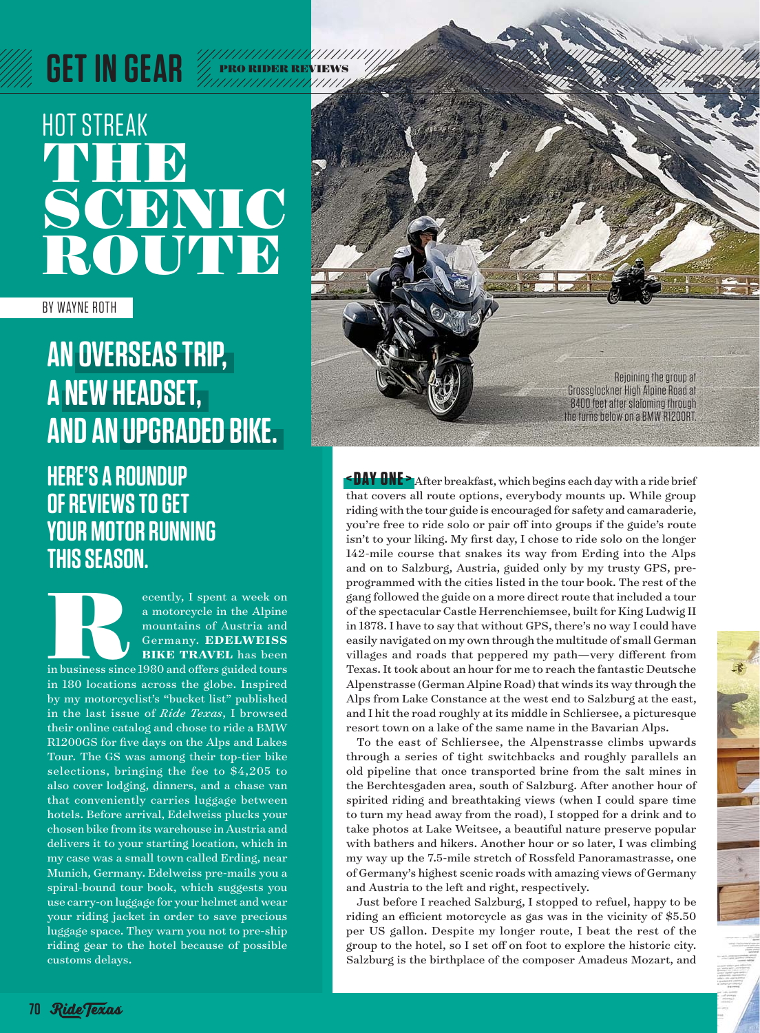GET IN GEAR — PRO RIDER REVIEWS

# HOT STREAK
# THE SCENIC ROUTE

BY WAYNE ROTH

## AN OVERSEAS TRIP, A NEW HEADSET, AND AN UPGRADED BIKE.

### HERE'S A ROUNDUP OF REVIEWS TO GET YOUR MOTOR RUNNING THIS SEASON.

Recently, I spent a week on a motorcycle in the Alpine mountains of Austria and Germany. **EDELWEISS BIKE TRAVEL** has been in business since 1980 and offers guided tours in 180 locations across the globe. Inspired by my motorcyclist's "bucket list" published in the last issue of *Ride Texas*, I browsed their online catalog and chose to ride a BMW R1200GS for five days on the Alps and Lakes Tour. The GS was among their top-tier bike selections, bringing the fee to $4,205 to also cover lodging, dinners, and a chase van that conveniently carries luggage between hotels. Before arrival, Edelweiss plucks your chosen bike from its warehouse in Austria and delivers it to your starting location, which in my case was a small town called Erding, near Munich, Germany. Edelweiss pre-mails you a spiral-bound tour book, which suggests you use carry-on luggage for your helmet and wear your riding jacket in order to save precious luggage space. They warn you not to pre-ship riding gear to the hotel because of possible customs delays.

Rejoining the group at Grossglockner High Alpine Road at 8400 feet after slaloming through the turns below on a BMW R1200RT.

**< DAY ONE >** After breakfast, which begins each day with a ride brief that covers all route options, everybody mounts up. While group riding with the tour guide is encouraged for safety and camaraderie, you're free to ride solo or pair off into groups if the guide's route isn't to your liking. My first day, I chose to ride solo on the longer 142-mile course that snakes its way from Erding into the Alps and on to Salzburg, Austria, guided only by my trusty GPS, pre-programmed with the cities listed in the tour book. The rest of the gang followed the guide on a more direct route that included a tour of the spectacular Castle Herrenchiemsee, built for King Ludwig II in 1878. I have to say that without GPS, there's no way I could have easily navigated on my own through the multitude of small German villages and roads that peppered my path—very different from Texas. It took about an hour for me to reach the fantastic Deutsche Alpenstrasse (German Alpine Road) that winds its way through the Alps from Lake Constance at the west end to Salzburg at the east, and I hit the road roughly at its middle in Schliersee, a picturesque resort town on a lake of the same name in the Bavarian Alps.

To the east of Schliersee, the Alpenstrasse climbs upwards through a series of tight switchbacks and roughly parallels an old pipeline that once transported brine from the salt mines in the Berchtesgaden area, south of Salzburg. After another hour of spirited riding and breathtaking views (when I could spare time to turn my head away from the road), I stopped for a drink and to take photos at Lake Weitsee, a beautiful nature preserve popular with bathers and hikers. Another hour or so later, I was climbing my way up the 7.5-mile stretch of Rossfeld Panoramastrasse, one of Germany's highest scenic roads with amazing views of Germany and Austria to the left and right, respectively.

Just before I reached Salzburg, I stopped to refuel, happy to be riding an efficient motorcycle as gas was in the vicinity of $5.50 per US gallon. Despite my longer route, I beat the rest of the group to the hotel, so I set off on foot to explore the historic city. Salzburg is the birthplace of the composer Amadeus Mozart, and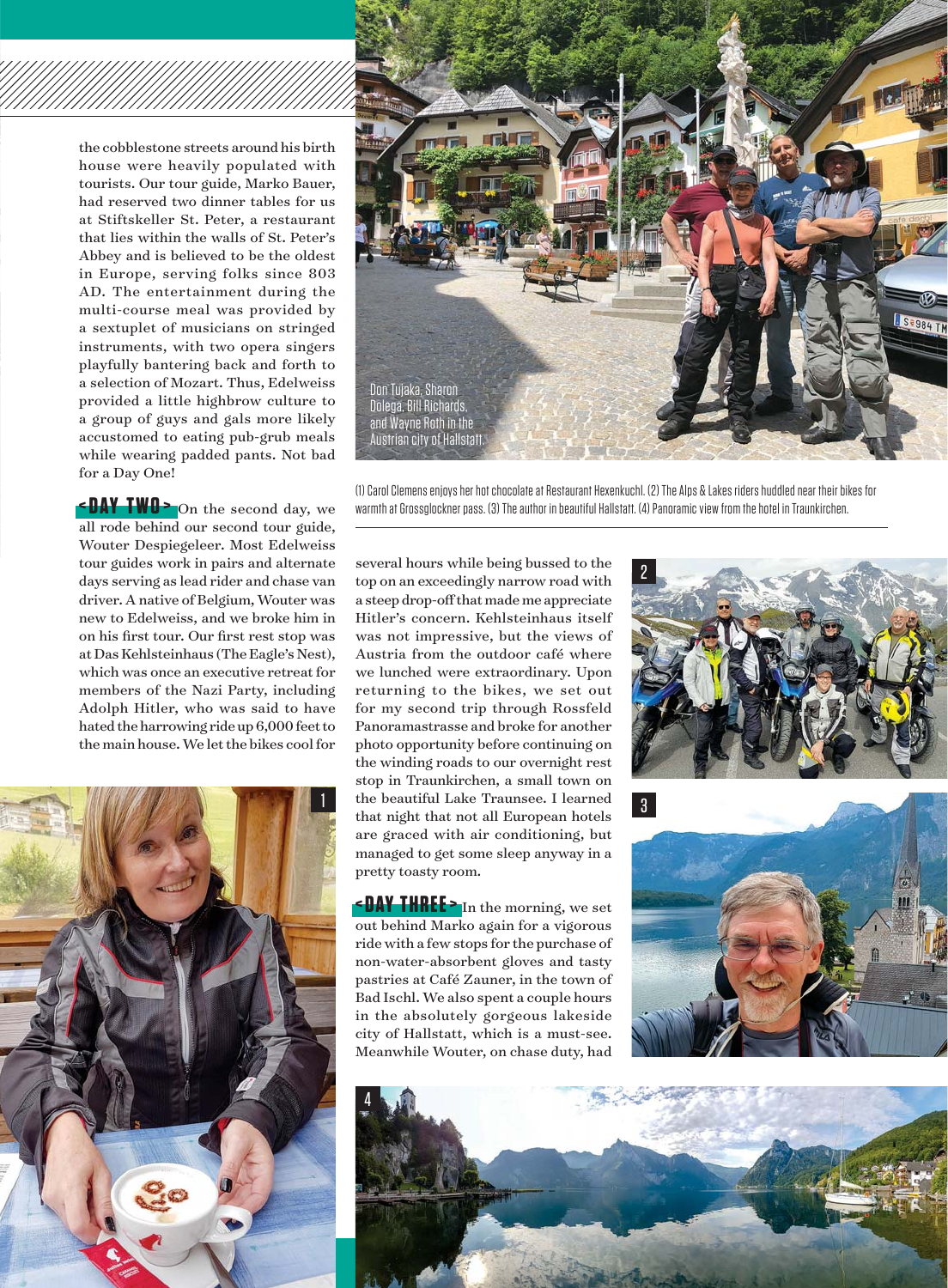the cobblestone streets around his birth house were heavily populated with tourists. Our tour guide, Marko Bauer, had reserved two dinner tables for us at Stiftskeller St. Peter, a restaurant that lies within the walls of St. Peter's Abbey and is believed to be the oldest in Europe, serving folks since 803 AD. The entertainment during the multi-course meal was provided by a sextuplet of musicians on stringed instruments, with two opera singers playfully bantering back and forth to a selection of Mozart. Thus, Edelweiss provided a little highbrow culture to a group of guys and gals more likely accustomed to eating pub-grub meals while wearing padded pants. Not bad for a Day One!

**<DAY TWO>** On the second day, we all rode behind our second tour guide, Wouter Despiegeleer. Most Edelweiss tour guides work in pairs and alternate days serving as lead rider and chase van driver. A native of Belgium, Wouter was new to Edelweiss, and we broke him in on his first tour. Our first rest stop was at Das Kehlsteinhaus (The Eagle's Nest), which was once an executive retreat for members of the Nazi Party, including Adolph Hitler, who was said to have hated the harrowing ride up 6,000 feet to the main house. We let the bikes cool for several hours while being bussed to the top on an exceedingly narrow road with a steep drop-off that made me appreciate Hitler's concern. Kehlsteinhaus itself was not impressive, but the views of Austria from the outdoor café where we lunched were extraordinary. Upon returning to the bikes, we set out for my second trip through Rossfeld Panoramastrasse and broke for another photo opportunity before continuing on the winding roads to our overnight rest stop in Traunkirchen, a small town on the beautiful Lake Traunsee. I learned that night that not all European hotels are graced with air conditioning, but managed to get some sleep anyway in a pretty toasty room.

**<DAY THREE>** In the morning, we set out behind Marko again for a vigorous ride with a few stops for the purchase of non-water-absorbent gloves and tasty pastries at Café Zauner, in the town of Bad Ischl. We also spent a couple hours in the absolutely gorgeous lakeside city of Hallstatt, which is a must-see. Meanwhile Wouter, on chase duty, had

Don Tujaka, Sharon Dolega, Bill Richards, and Wayne Roth in the Austrian city of Hallstatt.

(1) Carol Clemens enjoys her hot chocolate at Restaurant Hexenkuchl. (2) The Alps & Lakes riders huddled near their bikes for warmth at Grossglockner pass. (3) The author in beautiful Hallstatt. (4) Panoramic view from the hotel in Traunkirchen.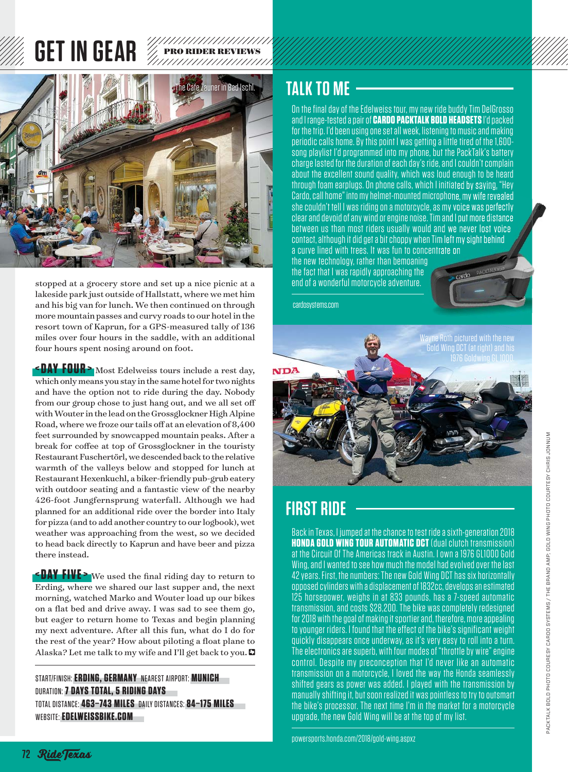# GET IN GEAR

PRO RIDER REVIEWS

The Cafe Zauner in Bad Ischl.

stopped at a grocery store and set up a nice picnic at a lakeside park just outside of Hallstatt, where we met him and his big van for lunch. We then continued on through more mountain passes and curvy roads to our hotel in the resort town of Kaprun, for a GPS-measured tally of 136 miles over four hours in the saddle, with an additional four hours spent nosing around on foot.

**<DAY FOUR>** Most Edelweiss tours include a rest day, which only means you stay in the same hotel for two nights and have the option not to ride during the day. Nobody from our group chose to just hang out, and we all set off with Wouter in the lead on the Grossglockner High Alpine Road, where we froze our tails off at an elevation of 8,400 feet surrounded by snowcapped mountain peaks. After a break for coffee at top of Grossglockner in the touristy Restaurant Fuschertörl, we descended back to the relative warmth of the valleys below and stopped for lunch at Restaurant Hexenkuchl, a biker-friendly pub-grub eatery with outdoor seating and a fantastic view of the nearby 426-foot Jungfernsprung waterfall. Although we had planned for an additional ride over the border into Italy for pizza (and to add another country to our logbook), wet weather was approaching from the west, so we decided to head back directly to Kaprun and have beer and pizza there instead.

**<DAY FIVE>** We used the final riding day to return to Erding, where we shared our last supper and, the next morning, watched Marko and Wouter load up our bikes on a flat bed and drive away. I was sad to see them go, but eager to return home to Texas and begin planning my next adventure. After all this fun, what do I do for the rest of the year? How about piloting a float plane to Alaska? Let me talk to my wife and I'll get back to you.

START/FINISH: **ERDING, GERMANY** NEAREST AIRPORT: **MUNICH**
DURATION: **7 DAYS TOTAL, 5 RIDING DAYS**
TOTAL DISTANCE: **463–743 MILES** DAILY DISTANCES: **84–175 MILES**
WEBSITE: **EDELWEISSBIKE.COM**

## TALK TO ME

On the final day of the Edelweiss tour, my new ride buddy Tim DelGrosso and I range-tested a pair of **CARDO PACKTALK BOLD HEADSETS** I'd packed for the trip. I'd been using one set all week, listening to music and making periodic calls home. By this point I was getting a little tired of the 1,600-song playlist I'd programmed into my phone, but the PackTalk's battery charge lasted for the duration of each day's ride, and I couldn't complain about the excellent sound quality, which was loud enough to be heard through foam earplugs. On phone calls, which I initiated by saying, "Hey Cardo, call home" into my helmet-mounted microphone, my wife revealed she couldn't tell I was riding on a motorcycle, as my voice was perfectly clear and devoid of any wind or engine noise. Tim and I put more distance between us than most riders usually would and we never lost voice contact, although it did get a bit choppy when Tim left my sight behind a curve lined with trees. It was fun to concentrate on the new technology, rather than bemoaning the fact that I was rapidly approaching the end of a wonderful motorcycle adventure.

cardosystems.com

Wayne Roth pictured with the new Gold Wing DCT (at right) and his 1976 Goldwing GL1000.

## FIRST RIDE

Back in Texas, I jumped at the chance to test ride a sixth-generation 2018 **HONDA GOLD WING TOUR AUTOMATIC DCT** (dual clutch transmission) at the Circuit Of The Americas track in Austin. I own a 1976 GL1000 Gold Wing, and I wanted to see how much the model had evolved over the last 42 years. First, the numbers: The new Gold Wing DCT has six horizontally opposed cylinders with a displacement of 1832cc, develops an estimated 125 horsepower, weighs in at 833 pounds, has a 7-speed automatic transmission, and costs $28,200. The bike was completely redesigned for 2018 with the goal of making it sportier and, therefore, more appealing to younger riders. I found that the effect of the bike's significant weight quickly disappears once underway, as it's very easy to roll into a turn. The electronics are superb, with four modes of "throttle by wire" engine control. Despite my preconception that I'd never like an automatic transmission on a motorcycle, I loved the way the Honda seamlessly shifted gears as power was added. I played with the transmission by manually shifting it, but soon realized it was pointless to try to outsmart the bike's processor. The next time I'm in the market for a motorcycle upgrade, the new Gold Wing will be at the top of my list.

powersports.honda.com/2018/gold-wing.aspxz

PACKTALK BOLD PHOTO COURESY CARDO SYSTEMS / THE BRAND AMP; GOLD WING PHOTO COURTESY CHRIS JONNUM